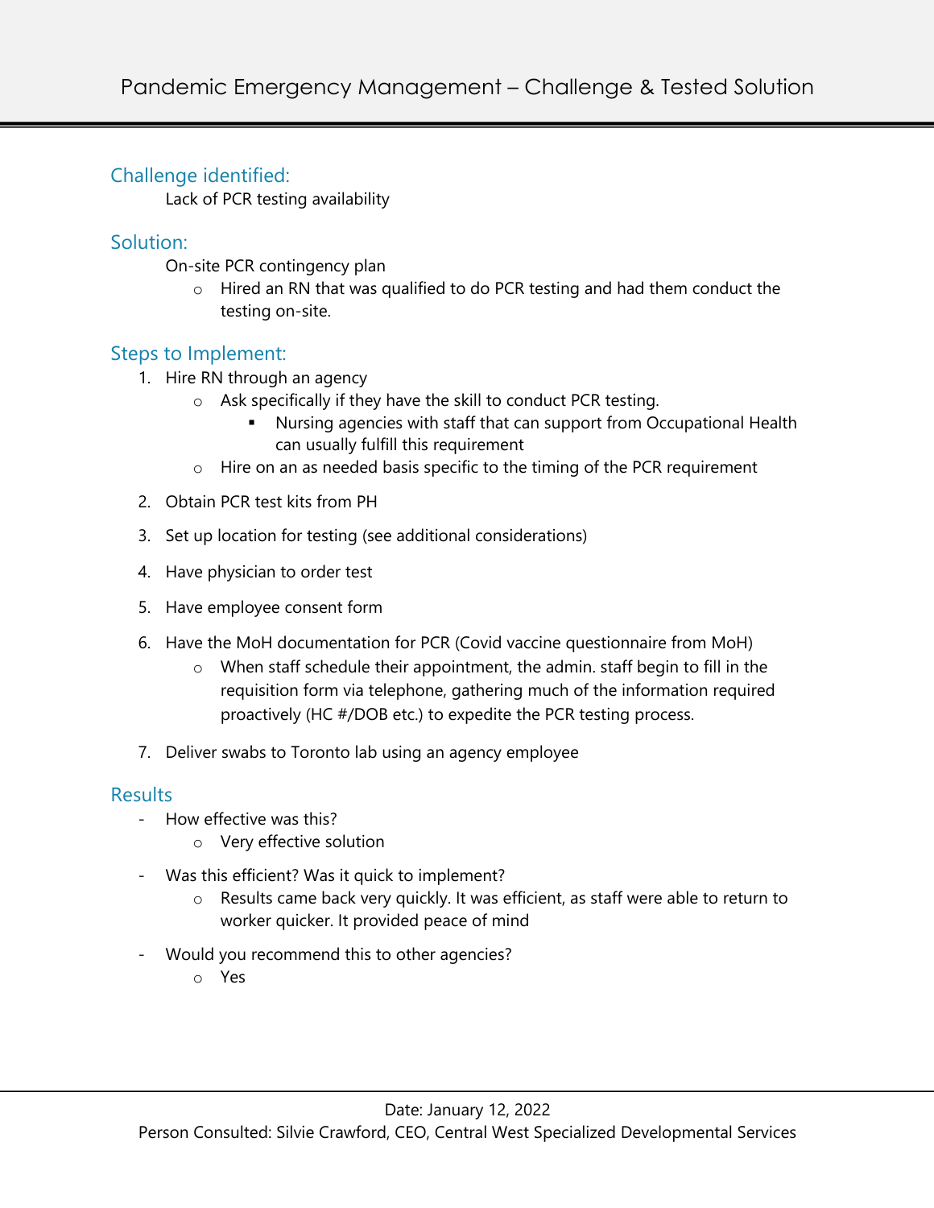# Pandemic Emergency Management – Challenge & Tested Solution

## Challenge identified:

Lack of PCR testing availability

## Solution:

On-site PCR contingency plan

- Hired an RN that was qualified to do PCR testing and had them conduct the testing on-site.

## Steps to Implement:

1. Hire RN through an agency
   - Ask specifically if they have the skill to conduct PCR testing.
     - Nursing agencies with staff that can support from Occupational Health can usually fulfill this requirement
   - Hire on an as needed basis specific to the timing of the PCR requirement

2. Obtain PCR test kits from PH

3. Set up location for testing (see additional considerations)

4. Have physician to order test

5. Have employee consent form

6. Have the MoH documentation for PCR (Covid vaccine questionnaire from MoH)
   - When staff schedule their appointment, the admin. staff begin to fill in the requisition form via telephone, gathering much of the information required proactively (HC #/DOB etc.) to expedite the PCR testing process.

7. Deliver swabs to Toronto lab using an agency employee

## Results

- How effective was this?
  - Very effective solution

- Was this efficient? Was it quick to implement?
  - Results came back very quickly. It was efficient, as staff were able to return to worker quicker. It provided peace of mind

- Would you recommend this to other agencies?
  - Yes

Date: January 12, 2022
Person Consulted: Silvie Crawford, CEO, Central West Specialized Developmental Services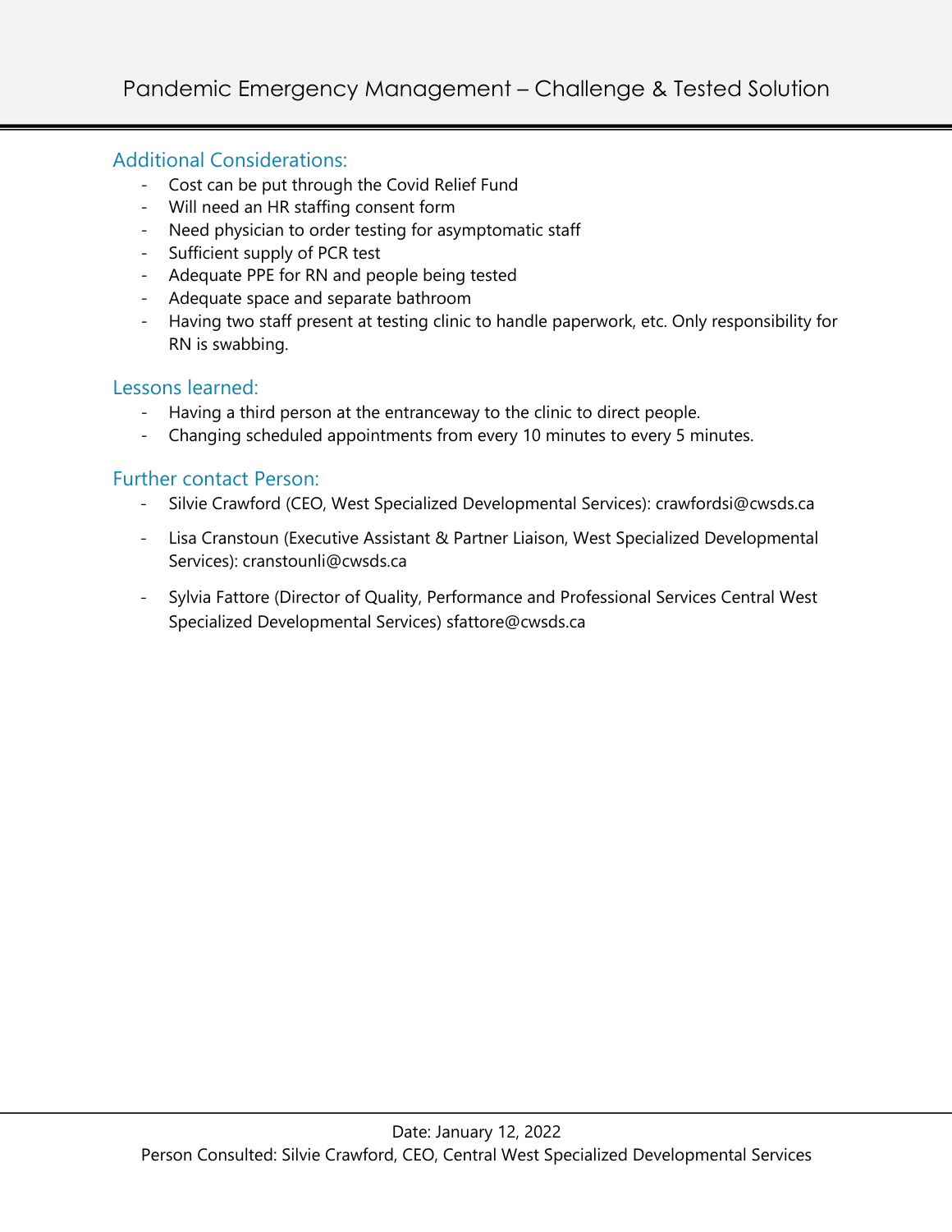## Additional Considerations:

- Cost can be put through the Covid Relief Fund
- Will need an HR staffing consent form
- Need physician to order testing for asymptomatic staff
- Sufficient supply of PCR test
- Adequate PPE for RN and people being tested
- Adequate space and separate bathroom
- Having two staff present at testing clinic to handle paperwork, etc. Only responsibility for RN is swabbing.

## Lessons learned:

- Having a third person at the entranceway to the clinic to direct people.
- Changing scheduled appointments from every 10 minutes to every 5 minutes.

## Further contact Person:

- Silvie Crawford (CEO, West Specialized Developmental Services): crawfordsi@cwsds.ca
- Lisa Cranstoun (Executive Assistant & Partner Liaison, West Specialized Developmental Services): cranstounli@cwsds.ca
- Sylvia Fattore (Director of Quality, Performance and Professional Services Central West Specialized Developmental Services) sfattore@cwsds.ca

Date: January 12, 2022
Person Consulted: Silvie Crawford, CEO, Central West Specialized Developmental Services